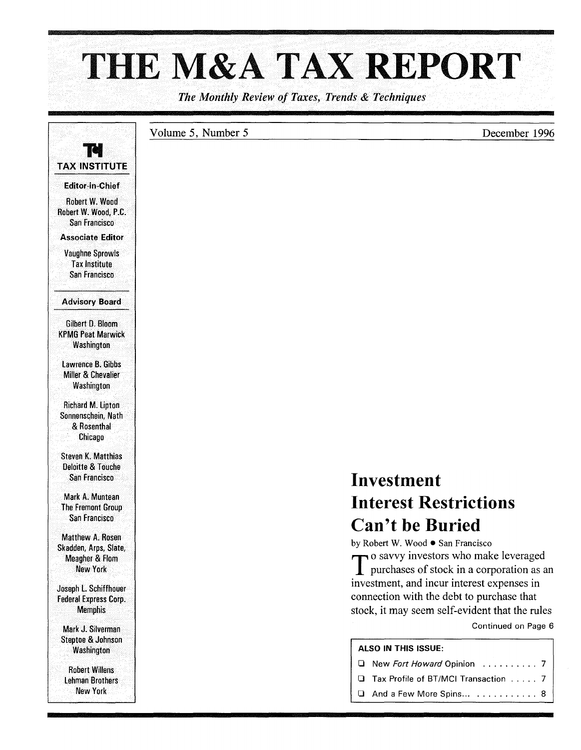# THE M&A TAX REPORT

*The Monthly Review of Taxes, Trends & Techniques*

Volume 5, Number 5 December 1996

**TAX INSTITUTE**

**Editor-in-Chief**

Robert W. Wood
Robert W. Wood, P.C.
San Francisco

**Associate Editor**

Vaughne Sprowls
Tax Institute
San Francisco

**Advisory Board**

Gilbert D. Bloom
KPMG Peat Marwick
Washington

Lawrence B. Gibbs
Miller & Chevalier
Washington

Richard M. Lipton
Sonnenschein, Nath & Rosenthal
Chicago

Steven K. Matthias
Deloitte & Touche
San Francisco

Mark A. Muntean
The Fremont Group
San Francisco

Matthew A. Rosen
Skadden, Arps, Slate, Meagher & Flom
New York

Joseph L. Schiffhouer
Federal Express Corp.
Memphis

Mark J. Silverman
Steptoe & Johnson
Washington

Robert Willens
Lehman Brothers
New York

## Investment Interest Restrictions Can't be Buried

by Robert W. Wood • San Francisco

To savvy investors who make leveraged purchases of stock in a corporation as an investment, and incur interest expenses in connection with the debt to purchase that stock, it may seem self-evident that the rules

Continued on Page 6

**ALSO IN THIS ISSUE:**

- New *Fort Howard* Opinion .......... 7
- Tax Profile of BT/MCI Transaction ..... 7
- And a Few More Spins... ........... 8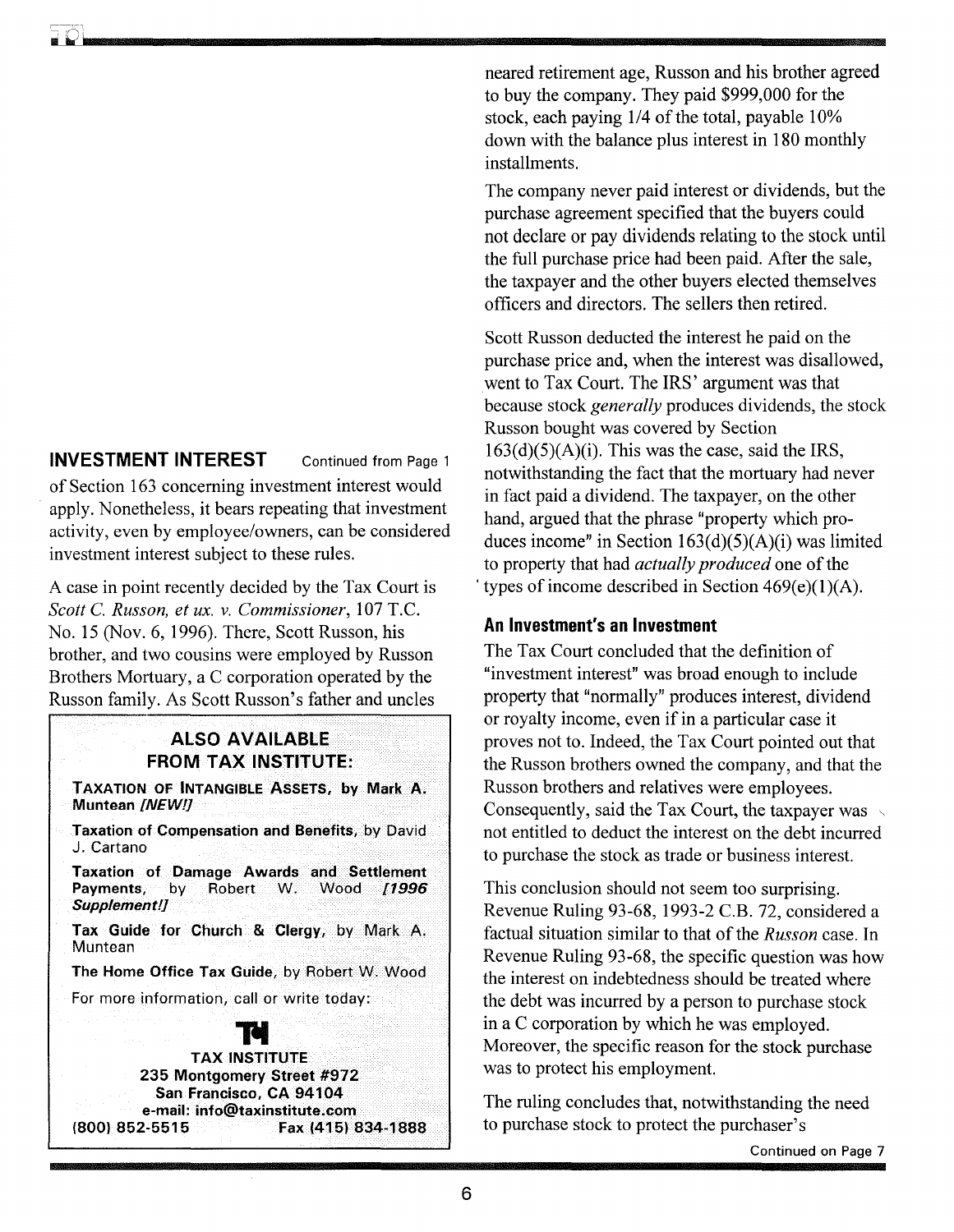## INVESTMENT INTEREST Continued from Page 1

of Section 163 concerning investment interest would apply. Nonetheless, it bears repeating that investment activity, even by employee/owners, can be considered investment interest subject to these rules.

A case in point recently decided by the Tax Court is *Scott C. Russon, et ux. v. Commissioner*, 107 T.C. No. 15 (Nov. 6, 1996). There, Scott Russon, his brother, and two cousins were employed by Russon Brothers Mortuary, a C corporation operated by the Russon family. As Scott Russon's father and uncles neared retirement age, Russon and his brother agreed to buy the company. They paid $999,000 for the stock, each paying 1/4 of the total, payable 10% down with the balance plus interest in 180 monthly installments.

The company never paid interest or dividends, but the purchase agreement specified that the buyers could not declare or pay dividends relating to the stock until the full purchase price had been paid. After the sale, the taxpayer and the other buyers elected themselves officers and directors. The sellers then retired.

Scott Russon deducted the interest he paid on the purchase price and, when the interest was disallowed, went to Tax Court. The IRS' argument was that because stock *generally* produces dividends, the stock Russon bought was covered by Section 163(d)(5)(A)(i). This was the case, said the IRS, notwithstanding the fact that the mortuary had never in fact paid a dividend. The taxpayer, on the other hand, argued that the phrase "property which produces income" in Section 163(d)(5)(A)(i) was limited to property that had *actually produced* one of the types of income described in Section 469(e)(1)(A).

### An Investment's an Investment

The Tax Court concluded that the definition of "investment interest" was broad enough to include property that "normally" produces interest, dividend or royalty income, even if in a particular case it proves not to. Indeed, the Tax Court pointed out that the Russon brothers owned the company, and that the Russon brothers and relatives were employees. Consequently, said the Tax Court, the taxpayer was not entitled to deduct the interest on the debt incurred to purchase the stock as trade or business interest.

This conclusion should not seem too surprising. Revenue Ruling 93-68, 1993-2 C.B. 72, considered a factual situation similar to that of the *Russon* case. In Revenue Ruling 93-68, the specific question was how the interest on indebtedness should be treated where the debt was incurred by a person to purchase stock in a C corporation by which he was employed. Moreover, the specific reason for the stock purchase was to protect his employment.

The ruling concludes that, notwithstanding the need to purchase stock to protect the purchaser's

Continued on Page 7

---

**ALSO AVAILABLE FROM TAX INSTITUTE:**

**TAXATION OF INTANGIBLE ASSETS, by Mark A. Muntean *[NEW!]***

**Taxation of Compensation and Benefits**, by David J. Cartano

**Taxation of Damage Awards and Settlement Payments**, by Robert W. Wood ***[1996 Supplement!]***

**Tax Guide for Church & Clergy**, by Mark A. Muntean

**The Home Office Tax Guide**, by Robert W. Wood

For more information, call or write today:

**TAX INSTITUTE**
**235 Montgomery Street #972**
**San Francisco, CA 94104**
**e-mail: info@taxinstitute.com**
**(800) 852-5515 Fax (415) 834-1888**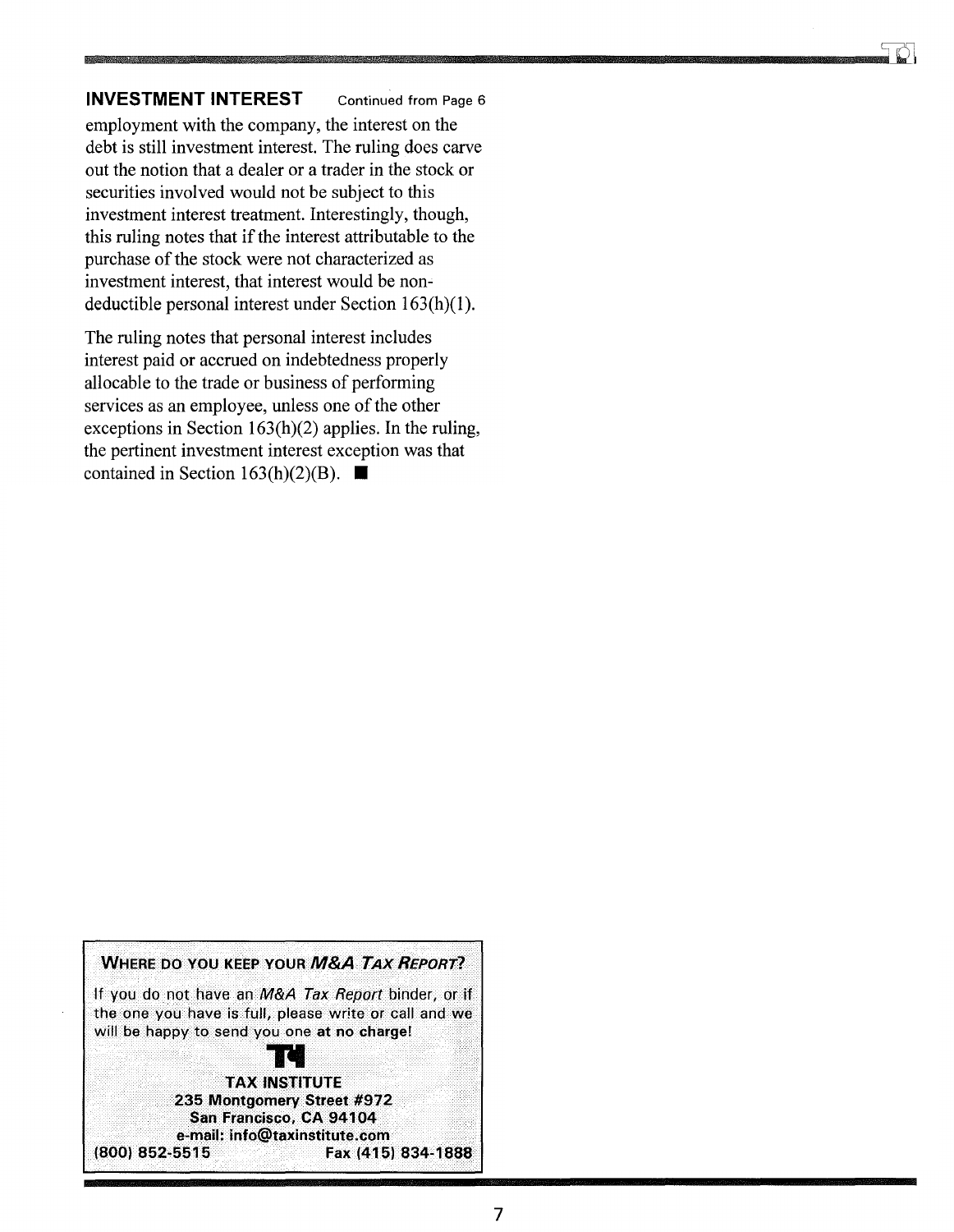**INVESTMENT INTEREST** Continued from Page 6

employment with the company, the interest on the debt is still investment interest. The ruling does carve out the notion that a dealer or a trader in the stock or securities involved would not be subject to this investment interest treatment. Interestingly, though, this ruling notes that if the interest attributable to the purchase of the stock were not characterized as investment interest, that interest would be non-deductible personal interest under Section 163(h)(1).

The ruling notes that personal interest includes interest paid or accrued on indebtedness properly allocable to the trade or business of performing services as an employee, unless one of the other exceptions in Section 163(h)(2) applies. In the ruling, the pertinent investment interest exception was that contained in Section 163(h)(2)(B). ■

**WHERE DO YOU KEEP YOUR *M&A TAX REPORT*?**

If you do not have an *M&A Tax Report* binder, or if the one you have is full, please write or call and we will be happy to send you one **at no charge!**

**TAX INSTITUTE**
**235 Montgomery Street #972**
**San Francisco, CA 94104**
**e-mail: info@taxinstitute.com**
**(800) 852-5515 Fax (415) 834-1888**